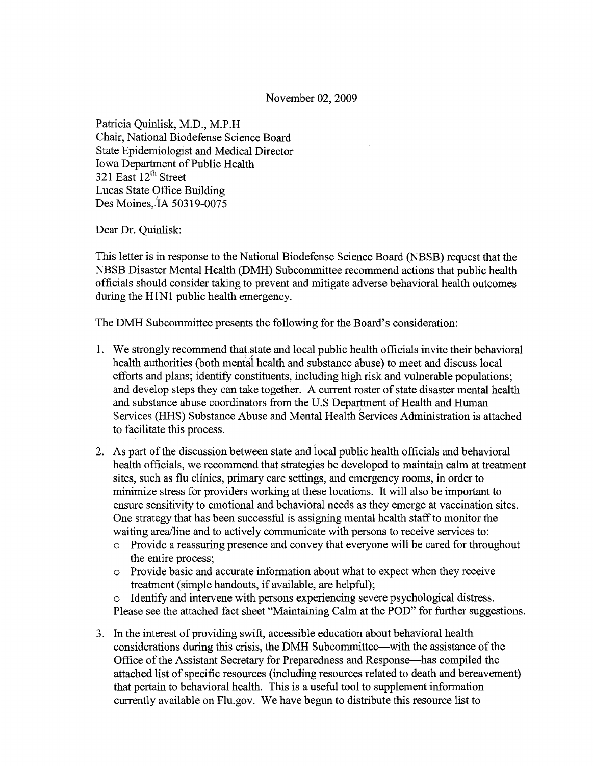November 02, 2009

Patricia Quinlisk, M.D., M.P.H
Chair, National Biodefense Science Board
State Epidemiologist and Medical Director
Iowa Department of Public Health
321 East 12th Street
Lucas State Office Building
Des Moines, IA 50319-0075

Dear Dr. Quinlisk:

This letter is in response to the National Biodefense Science Board (NBSB) request that the NBSB Disaster Mental Health (DMH) Subcommittee recommend actions that public health officials should consider taking to prevent and mitigate adverse behavioral health outcomes during the H1N1 public health emergency.

The DMH Subcommittee presents the following for the Board's consideration:

1. We strongly recommend that state and local public health officials invite their behavioral health authorities (both mental health and substance abuse) to meet and discuss local efforts and plans; identify constituents, including high risk and vulnerable populations; and develop steps they can take together. A current roster of state disaster mental health and substance abuse coordinators from the U.S Department of Health and Human Services (HHS) Substance Abuse and Mental Health Services Administration is attached to facilitate this process.

2. As part of the discussion between state and local public health officials and behavioral health officials, we recommend that strategies be developed to maintain calm at treatment sites, such as flu clinics, primary care settings, and emergency rooms, in order to minimize stress for providers working at these locations. It will also be important to ensure sensitivity to emotional and behavioral needs as they emerge at vaccination sites. One strategy that has been successful is assigning mental health staff to monitor the waiting area/line and to actively communicate with persons to receive services to:
   - Provide a reassuring presence and convey that everyone will be cared for throughout the entire process;
   - Provide basic and accurate information about what to expect when they receive treatment (simple handouts, if available, are helpful);
   - Identify and intervene with persons experiencing severe psychological distress.

   Please see the attached fact sheet "Maintaining Calm at the POD" for further suggestions.

3. In the interest of providing swift, accessible education about behavioral health considerations during this crisis, the DMH Subcommittee—with the assistance of the Office of the Assistant Secretary for Preparedness and Response—has compiled the attached list of specific resources (including resources related to death and bereavement) that pertain to behavioral health. This is a useful tool to supplement information currently available on Flu.gov. We have begun to distribute this resource list to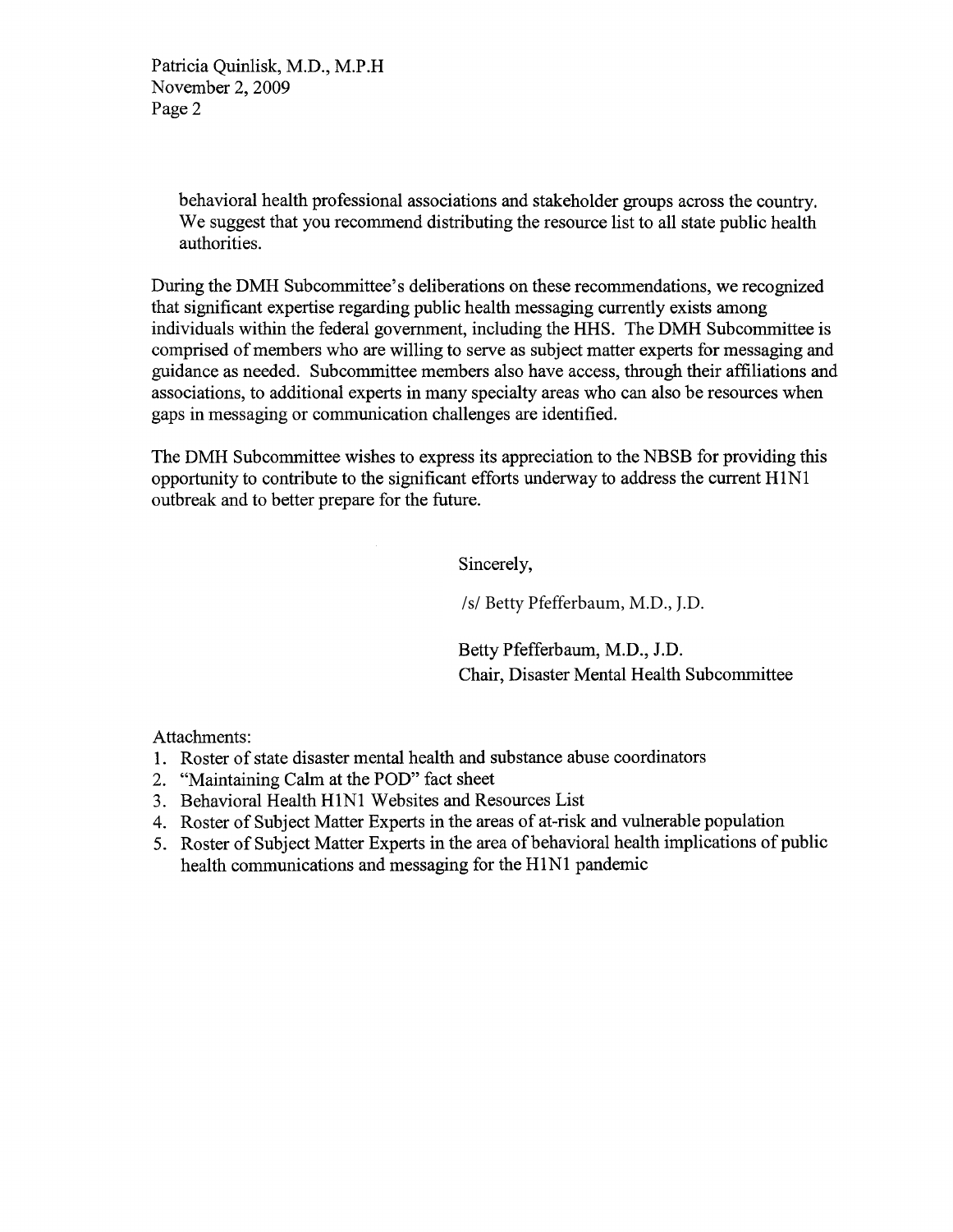behavioral health professional associations and stakeholder groups across the country. We suggest that you recommend distributing the resource list to all state public health authorities.

During the DMH Subcommittee's deliberations on these recommendations, we recognized that significant expertise regarding public health messaging currently exists among individuals within the federal government, including the HHS. The DMH Subcommittee is comprised of members who are willing to serve as subject matter experts for messaging and guidance as needed. Subcommittee members also have access, through their affiliations and associations, to additional experts in many specialty areas who can also be resources when gaps in messaging or communication challenges are identified.

The DMH Subcommittee wishes to express its appreciation to the NBSB for providing this opportunity to contribute to the significant efforts underway to address the current H1N1 outbreak and to better prepare for the future.

Sincerely,

/s/ Betty Pfefferbaum, M.D., J.D.

Betty Pfefferbaum, M.D., J.D.
Chair, Disaster Mental Health Subcommittee

Attachments:

1. Roster of state disaster mental health and substance abuse coordinators
2. "Maintaining Calm at the POD" fact sheet
3. Behavioral Health H1N1 Websites and Resources List
4. Roster of Subject Matter Experts in the areas of at-risk and vulnerable population
5. Roster of Subject Matter Experts in the area of behavioral health implications of public health communications and messaging for the H1N1 pandemic